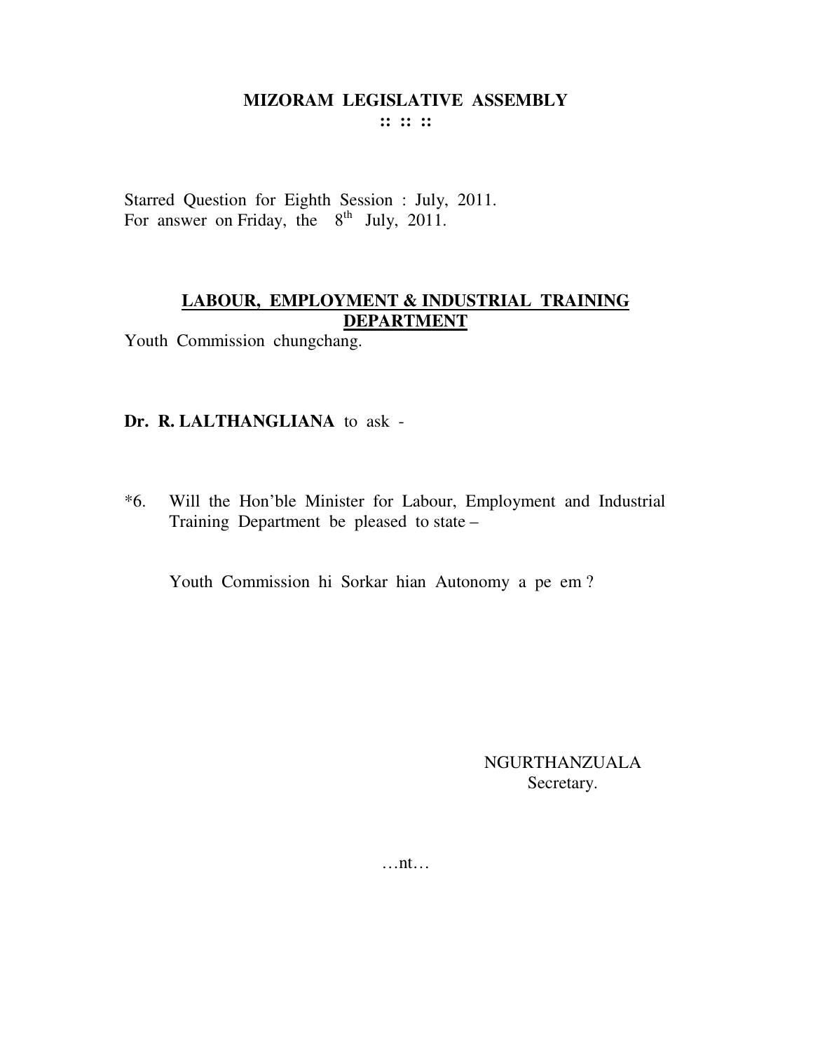# MIZORAM LEGISLATIVE ASSEMBLY

**:: :: ::**

Starred Question for Eighth Session : July, 2011.
For answer on Friday, the 8th July, 2011.

## LABOUR, EMPLOYMENT & INDUSTRIAL TRAINING DEPARTMENT

Youth Commission chungchang.

**Dr. R. LALTHANGLIANA** to ask -

*6. Will the Hon'ble Minister for Labour, Employment and Industrial Training Department be pleased to state –

Youth Commission hi Sorkar hian Autonomy a pe em ?

NGURTHANZUALA
Secretary.

…nt…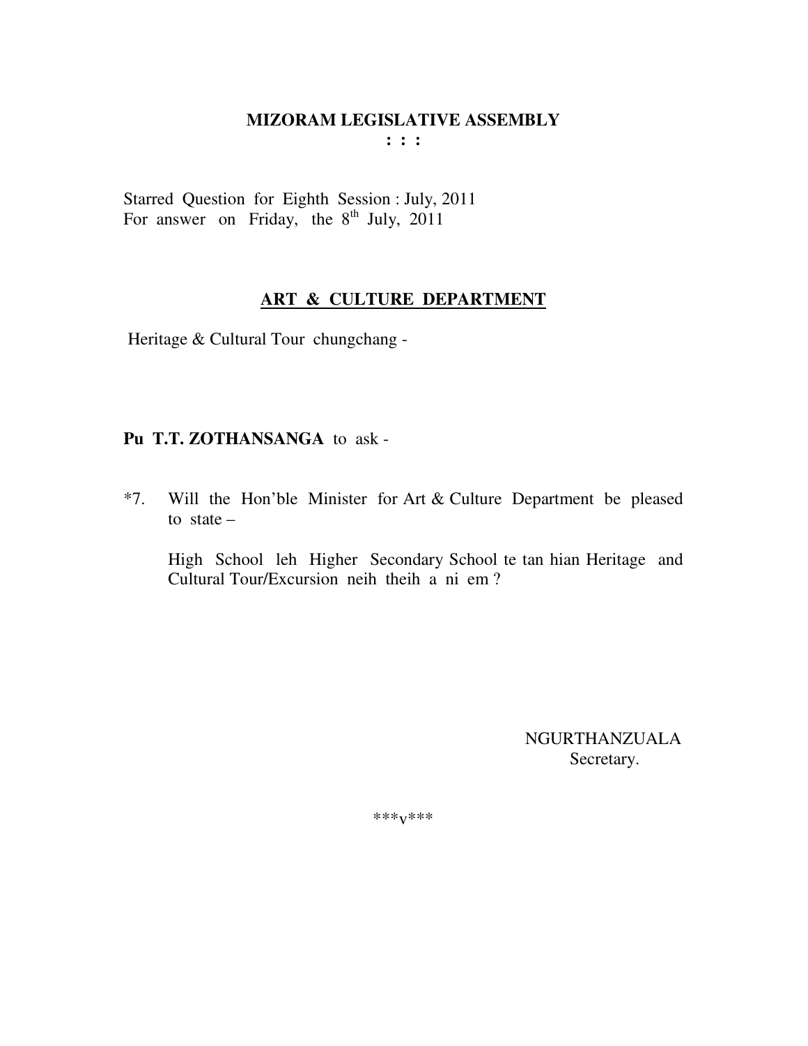**MIZORAM LEGISLATIVE ASSEMBLY**
**: : :**

Starred Question for Eighth Session : July, 2011
For answer on Friday, the 8th July, 2011

## ART & CULTURE DEPARTMENT

Heritage & Cultural Tour chungchang -

**Pu T.T. ZOTHANSANGA** to ask -

*7. Will the Hon'ble Minister for Art & Culture Department be pleased to state –

High School leh Higher Secondary School te tan hian Heritage and Cultural Tour/Excursion neih theih a ni em ?

NGURTHANZUALA
Secretary.

***v***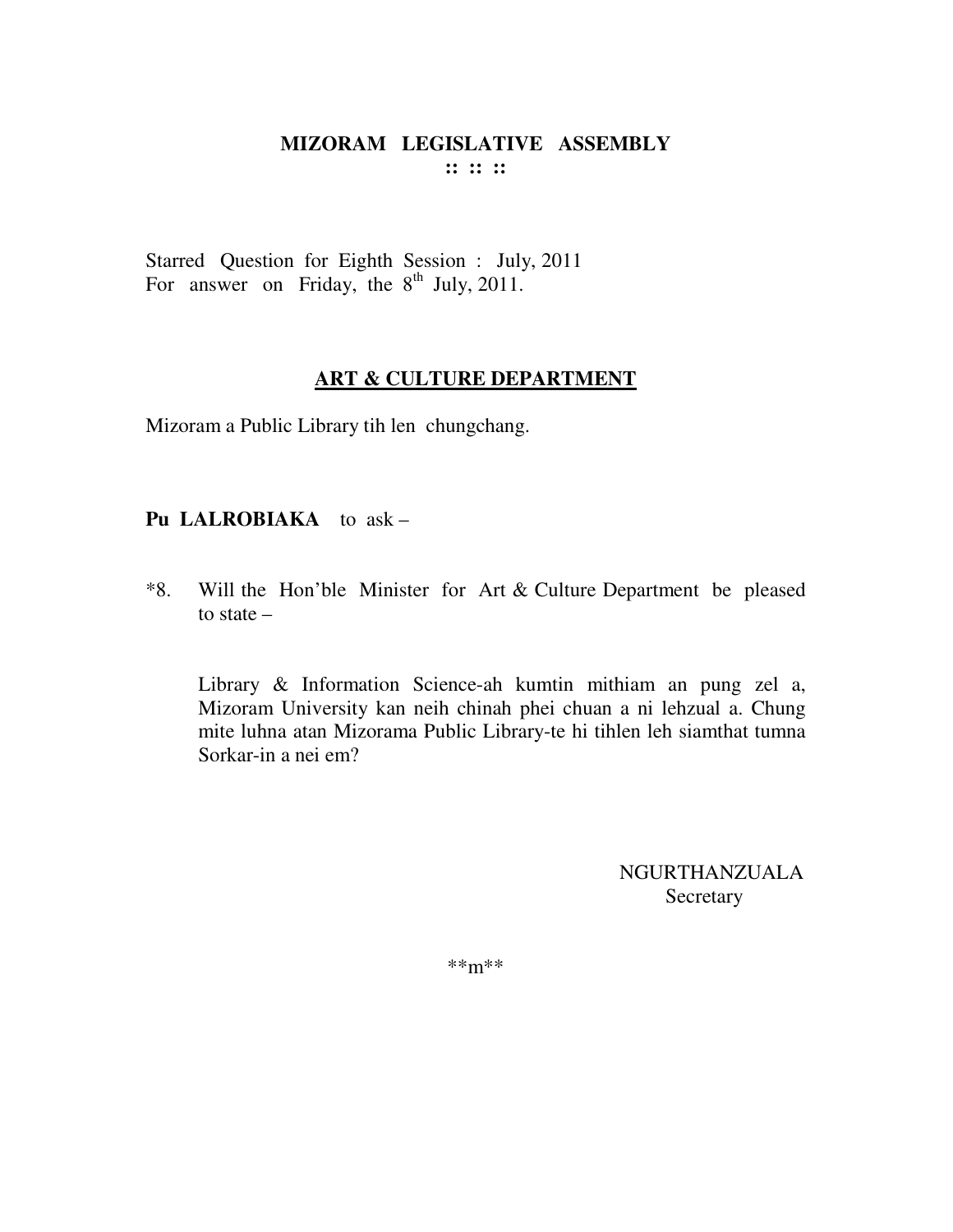**MIZORAM LEGISLATIVE ASSEMBLY**
**:: :: ::**

Starred Question for Eighth Session : July, 2011
For answer on Friday, the 8th July, 2011.

**ART & CULTURE DEPARTMENT**

Mizoram a Public Library tih len chungchang.

**Pu LALROBIAKA** to ask –

*8. Will the Hon'ble Minister for Art & Culture Department be pleased to state –

Library & Information Science-ah kumtin mithiam an pung zel a, Mizoram University kan neih chinah phei chuan a ni lehzual a. Chung mite luhna atan Mizorama Public Library-te hi tihlen leh siamthat tumna Sorkar-in a nei em?

NGURTHANZUALA
Secretary

**m**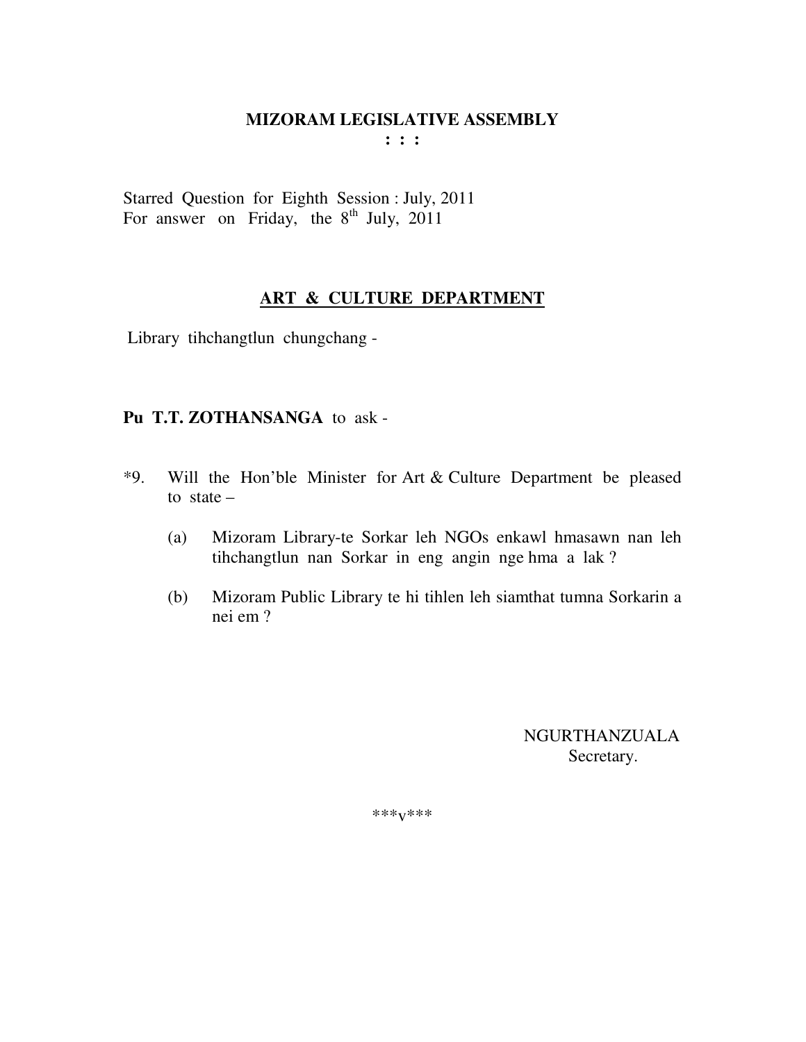**MIZORAM LEGISLATIVE ASSEMBLY**
**: : :**

Starred Question for Eighth Session : July, 2011
For answer on Friday, the 8th July, 2011

## ART & CULTURE DEPARTMENT

Library tihchangtlun chungchang -

**Pu T.T. ZOTHANSANGA** to ask -

*9. Will the Hon'ble Minister for Art & Culture Department be pleased to state –

(a) Mizoram Library-te Sorkar leh NGOs enkawl hmasawn nan leh tihchangtlun nan Sorkar in eng angin nge hma a lak ?

(b) Mizoram Public Library te hi tihlen leh siamthat tumna Sorkarin a nei em ?

NGURTHANZUALA
Secretary.

\*\*\*v\*\*\*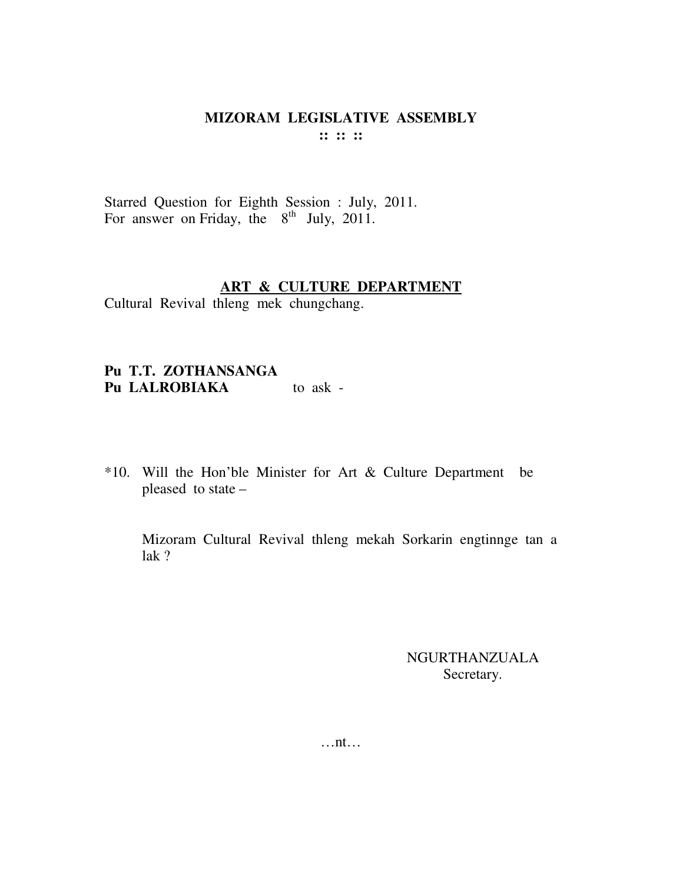**MIZORAM LEGISLATIVE ASSEMBLY**
**:: :: ::**

Starred Question for Eighth Session : July, 2011.
For answer on Friday, the 8th July, 2011.

**ART & CULTURE DEPARTMENT**

Cultural Revival thleng mek chungchang.

**Pu T.T. ZOTHANSANGA**
**Pu LALROBIAKA** to ask -

*10. Will the Hon'ble Minister for Art & Culture Department be pleased to state –

Mizoram Cultural Revival thleng mekah Sorkarin engtinnge tan a lak ?

NGURTHANZUALA
Secretary.

…nt…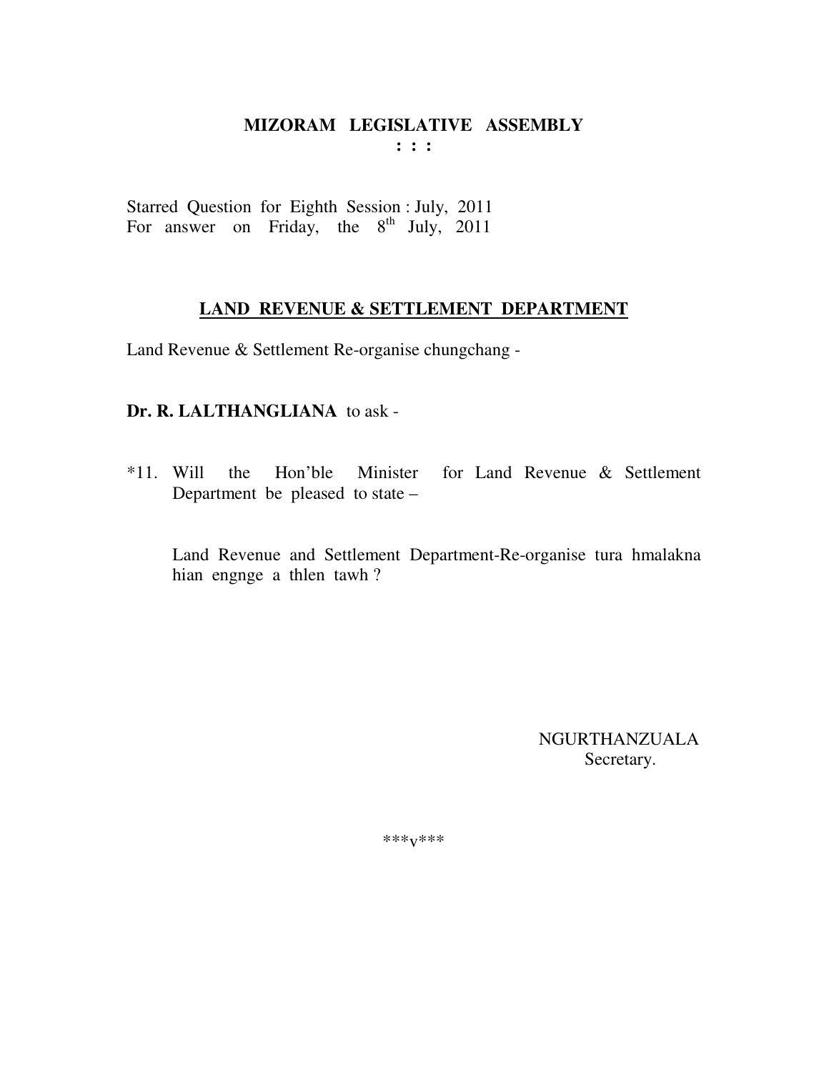**MIZORAM LEGISLATIVE ASSEMBLY**
**: : :**

Starred Question for Eighth Session : July, 2011
For answer on Friday, the 8th July, 2011

**<u>LAND REVENUE & SETTLEMENT DEPARTMENT</u>**

Land Revenue & Settlement Re-organise chungchang -

**Dr. R. LALTHANGLIANA** to ask -

*11. Will the Hon'ble Minister for Land Revenue & Settlement Department be pleased to state –

Land Revenue and Settlement Department-Re-organise tura hmalakna hian engnge a thlen tawh ?

NGURTHANZUALA
Secretary.

***v***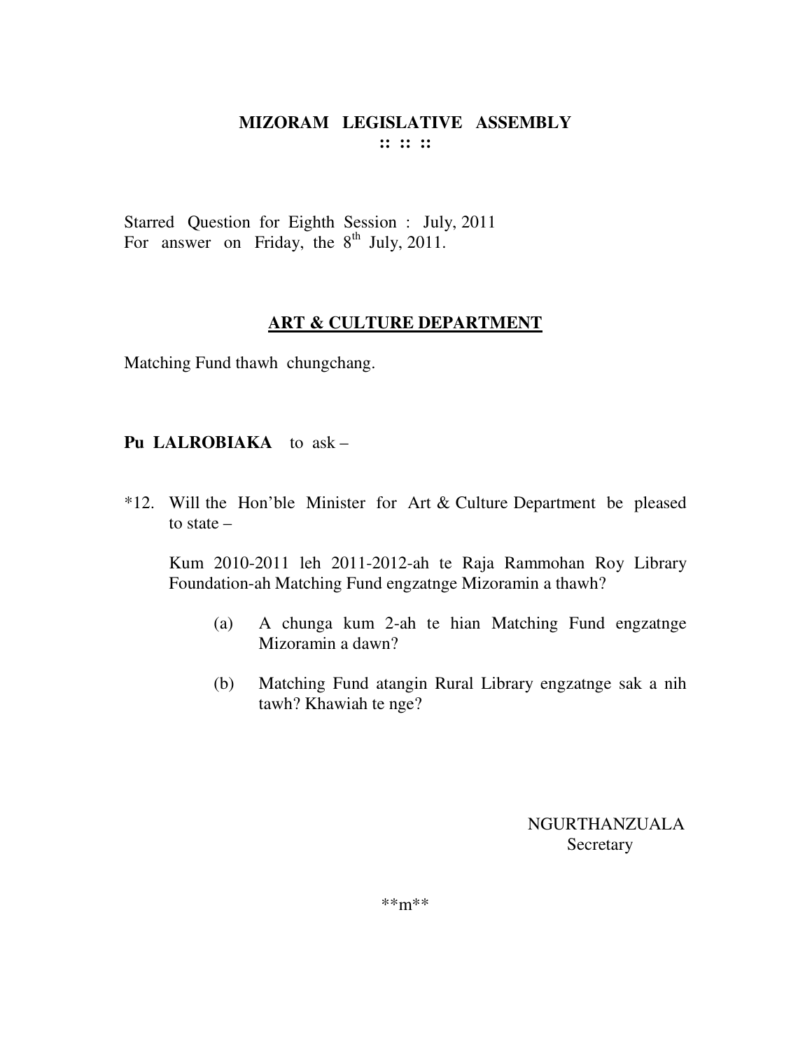**MIZORAM LEGISLATIVE ASSEMBLY**
**:: :: ::**

Starred Question for Eighth Session : July, 2011
For answer on Friday, the 8th July, 2011.

**ART & CULTURE DEPARTMENT**

Matching Fund thawh chungchang.

**Pu LALROBIAKA** to ask –

*12. Will the Hon'ble Minister for Art & Culture Department be pleased to state –

Kum 2010-2011 leh 2011-2012-ah te Raja Rammohan Roy Library Foundation-ah Matching Fund engzatnge Mizoramin a thawh?

(a) A chunga kum 2-ah te hian Matching Fund engzatnge Mizoramin a dawn?

(b) Matching Fund atangin Rural Library engzatnge sak a nih tawh? Khawiah te nge?

NGURTHANZUALA
Secretary

**m**